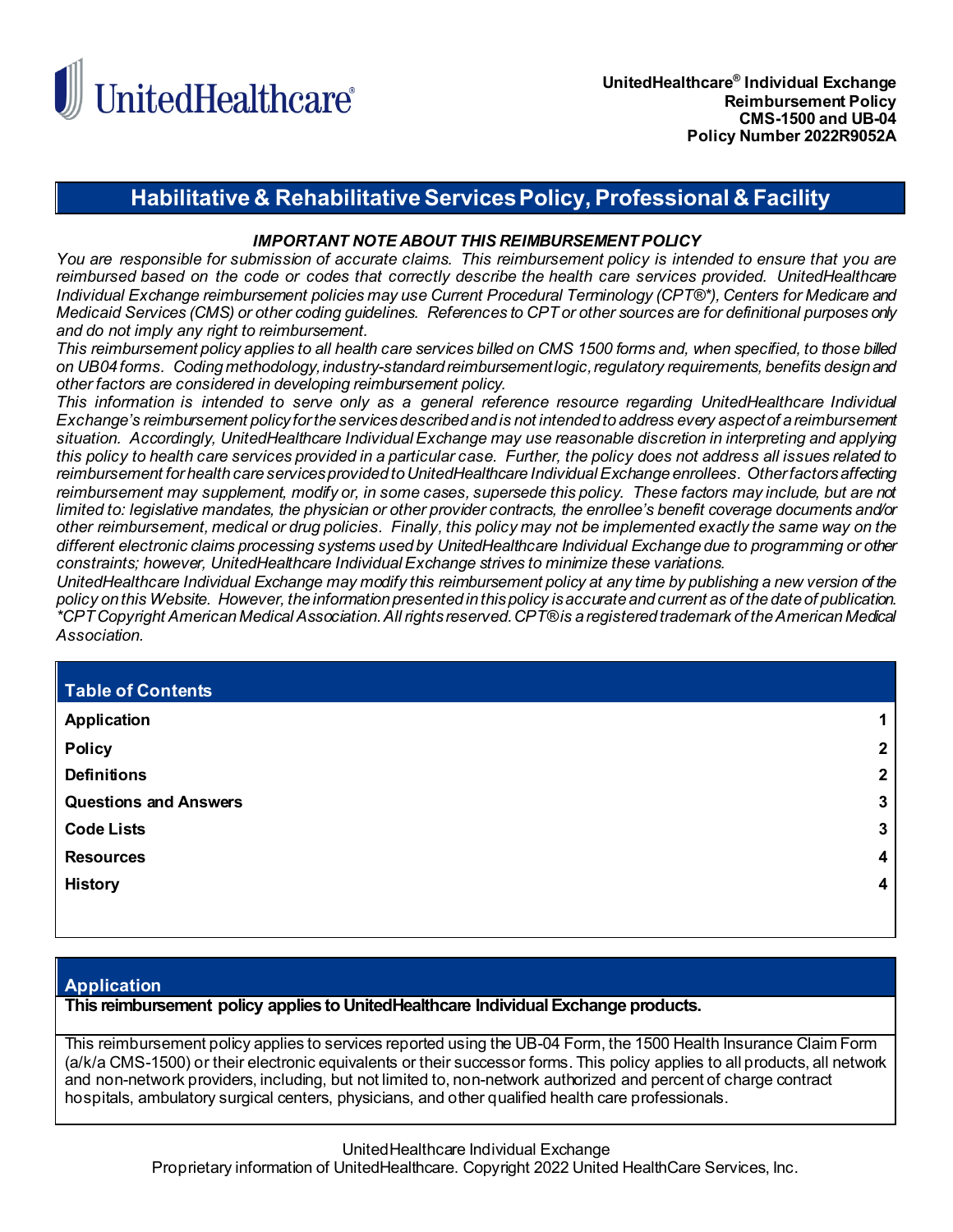UnitedHealthcare

**UnitedHealthcare® Individual Exchange**
**Reimbursement Policy**
**CMS-1500 and UB-04**
**Policy Number 2022R9052A**

# Habilitative & Rehabilitative Services Policy, Professional & Facility

***IMPORTANT NOTE ABOUT THIS REIMBURSEMENT POLICY***

*You are responsible for submission of accurate claims. This reimbursement policy is intended to ensure that you are reimbursed based on the code or codes that correctly describe the health care services provided. UnitedHealthcare Individual Exchange reimbursement policies may use Current Procedural Terminology (CPT®*), Centers for Medicare and Medicaid Services (CMS) or other coding guidelines. References to CPT or other sources are for definitional purposes only and do not imply any right to reimbursement.*

*This reimbursement policy applies to all health care services billed on CMS 1500 forms and, when specified, to those billed on UB04 forms. Coding methodology, industry-standard reimbursement logic, regulatory requirements, benefits design and other factors are considered in developing reimbursement policy.*

*This information is intended to serve only as a general reference resource regarding UnitedHealthcare Individual Exchange's reimbursement policy for the services described and is not intended to address every aspect of a reimbursement situation. Accordingly, UnitedHealthcare Individual Exchange may use reasonable discretion in interpreting and applying this policy to health care services provided in a particular case. Further, the policy does not address all issues related to reimbursement for health care services provided to UnitedHealthcare Individual Exchange enrollees. Other factors affecting reimbursement may supplement, modify or, in some cases, supersede this policy. These factors may include, but are not limited to: legislative mandates, the physician or other provider contracts, the enrollee's benefit coverage documents and/or other reimbursement, medical or drug policies. Finally, this policy may not be implemented exactly the same way on the different electronic claims processing systems used by UnitedHealthcare Individual Exchange due to programming or other constraints; however, UnitedHealthcare Individual Exchange strives to minimize these variations.*

*UnitedHealthcare Individual Exchange may modify this reimbursement policy at any time by publishing a new version of the policy on this Website. However, the information presented in this policy is accurate and current as of the date of publication.*

**CPT Copyright American Medical Association. All rights reserved. CPT® is a registered trademark of the American Medical Association.*

## Table of Contents

| | |
|---|---|
| **Application** | **1** |
| **Policy** | **2** |
| **Definitions** | **2** |
| **Questions and Answers** | **3** |
| **Code Lists** | **3** |
| **Resources** | **4** |
| **History** | **4** |

## Application

**This reimbursement policy applies to UnitedHealthcare Individual Exchange products.**

This reimbursement policy applies to services reported using the UB-04 Form, the 1500 Health Insurance Claim Form (a/k/a CMS-1500) or their electronic equivalents or their successor forms. This policy applies to all products, all network and non-network providers, including, but not limited to, non-network authorized and percent of charge contract hospitals, ambulatory surgical centers, physicians, and other qualified health care professionals.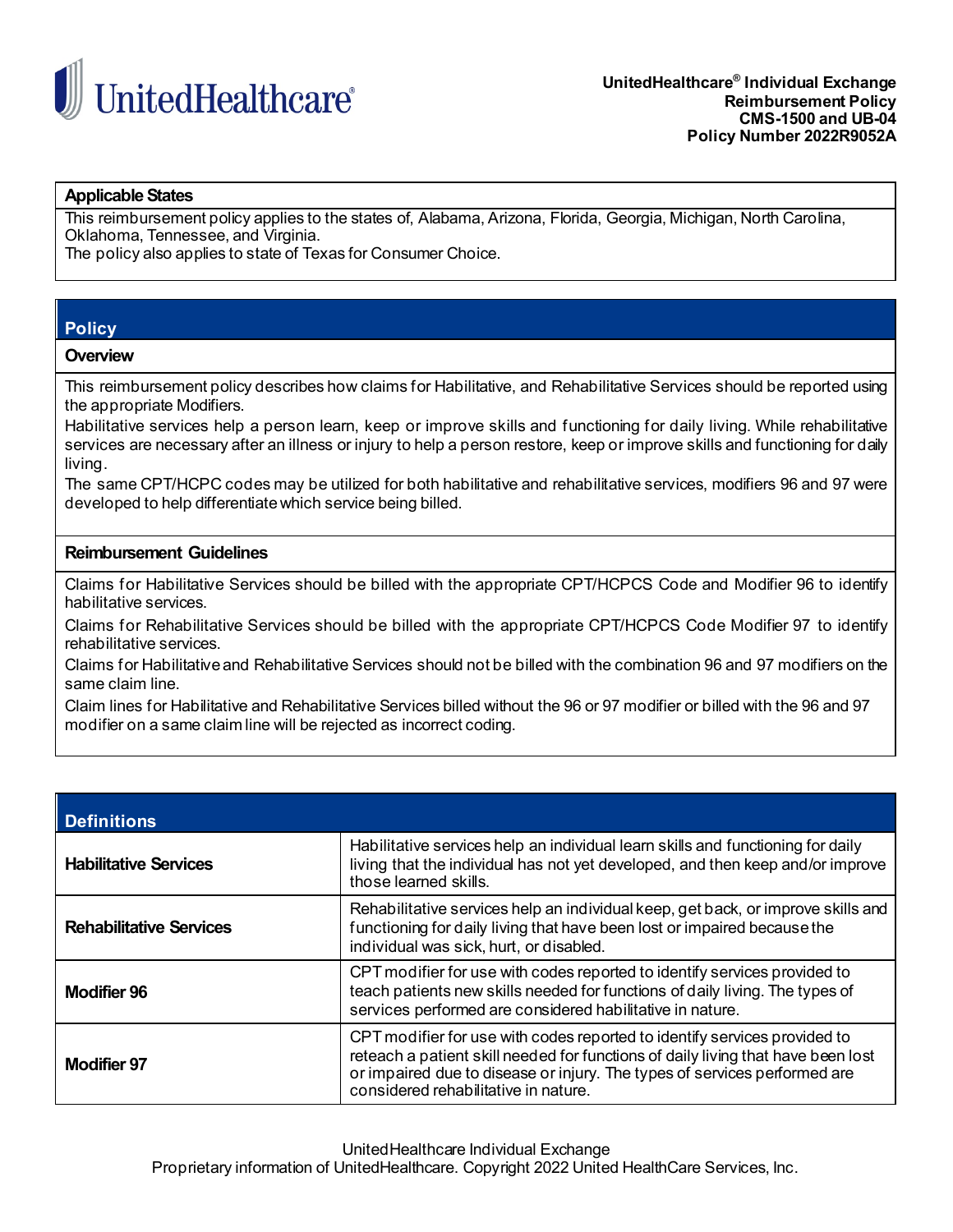**UnitedHealthcare® Individual Exchange**
**Reimbursement Policy**
**CMS-1500 and UB-04**
**Policy Number 2022R9052A**

**Applicable States**

This reimbursement policy applies to the states of, Alabama, Arizona, Florida, Georgia, Michigan, North Carolina, Oklahoma, Tennessee, and Virginia.
The policy also applies to state of Texas for Consumer Choice.

## Policy

### Overview

This reimbursement policy describes how claims for Habilitative, and Rehabilitative Services should be reported using the appropriate Modifiers.

Habilitative services help a person learn, keep or improve skills and functioning for daily living. While rehabilitative services are necessary after an illness or injury to help a person restore, keep or improve skills and functioning for daily living.

The same CPT/HCPC codes may be utilized for both habilitative and rehabilitative services, modifiers 96 and 97 were developed to help differentiate which service being billed.

### Reimbursement Guidelines

Claims for Habilitative Services should be billed with the appropriate CPT/HCPCS Code and Modifier 96 to identify habilitative services.

Claims for Rehabilitative Services should be billed with the appropriate CPT/HCPCS Code Modifier 97 to identify rehabilitative services.

Claims for Habilitative and Rehabilitative Services should not be billed with the combination 96 and 97 modifiers on the same claim line.

Claim lines for Habilitative and Rehabilitative Services billed without the 96 or 97 modifier or billed with the 96 and 97 modifier on a same claim line will be rejected as incorrect coding.

## Definitions

| | |
|---|---|
| **Habilitative Services** | Habilitative services help an individual learn skills and functioning for daily living that the individual has not yet developed, and then keep and/or improve those learned skills. |
| **Rehabilitative Services** | Rehabilitative services help an individual keep, get back, or improve skills and functioning for daily living that have been lost or impaired because the individual was sick, hurt, or disabled. |
| **Modifier 96** | CPT modifier for use with codes reported to identify services provided to teach patients new skills needed for functions of daily living. The types of services performed are considered habilitative in nature. |
| **Modifier 97** | CPT modifier for use with codes reported to identify services provided to reteach a patient skill needed for functions of daily living that have been lost or impaired due to disease or injury. The types of services performed are considered rehabilitative in nature. |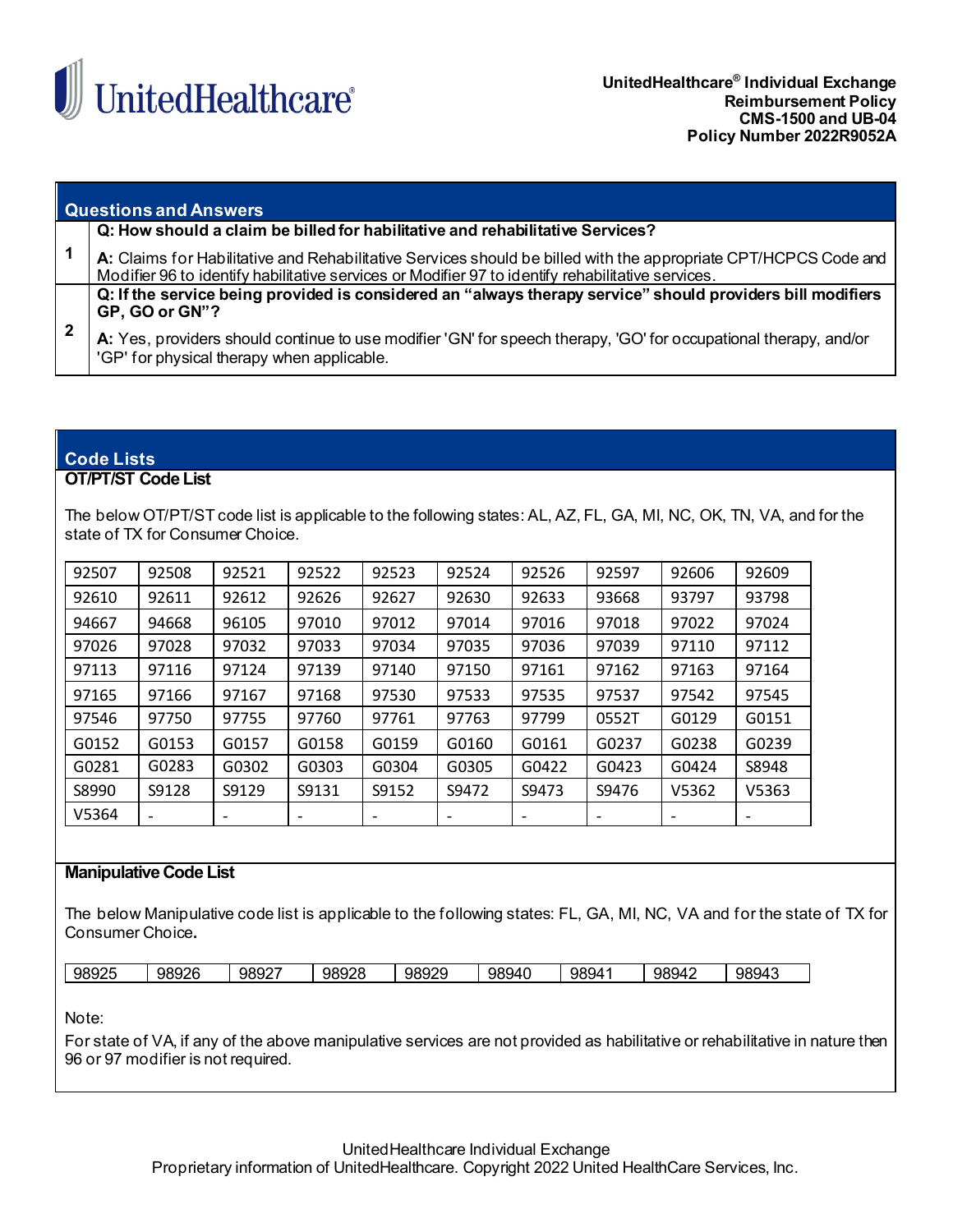## Questions and Answers

| | |
|---|---|
| 1 | **Q: How should a claim be billed for habilitative and rehabilitative Services?**<br><br>**A:** Claims for Habilitative and Rehabilitative Services should be billed with the appropriate CPT/HCPCS Code and Modifier 96 to identify habilitative services or Modifier 97 to identify rehabilitative services. |
| 2 | **Q: If the service being provided is considered an "always therapy service" should providers bill modifiers GP, GO or GN"?**<br><br>**A:** Yes, providers should continue to use modifier 'GN' for speech therapy, 'GO' for occupational therapy, and/or 'GP' for physical therapy when applicable. |

## Code Lists

### OT/PT/ST Code List

The below OT/PT/ST code list is applicable to the following states: AL, AZ, FL, GA, MI, NC, OK, TN, VA, and for the state of TX for Consumer Choice.

| | | | | | | | | | |
|---|---|---|---|---|---|---|---|---|---|
| 92507 | 92508 | 92521 | 92522 | 92523 | 92524 | 92526 | 92597 | 92606 | 92609 |
| 92610 | 92611 | 92612 | 92626 | 92627 | 92630 | 92633 | 93668 | 93797 | 93798 |
| 94667 | 94668 | 96105 | 97010 | 97012 | 97014 | 97016 | 97018 | 97022 | 97024 |
| 97026 | 97028 | 97032 | 97033 | 97034 | 97035 | 97036 | 97039 | 97110 | 97112 |
| 97113 | 97116 | 97124 | 97139 | 97140 | 97150 | 97161 | 97162 | 97163 | 97164 |
| 97165 | 97166 | 97167 | 97168 | 97530 | 97533 | 97535 | 97537 | 97542 | 97545 |
| 97546 | 97750 | 97755 | 97760 | 97761 | 97763 | 97799 | 0552T | G0129 | G0151 |
| G0152 | G0153 | G0157 | G0158 | G0159 | G0160 | G0161 | G0237 | G0238 | G0239 |
| G0281 | G0283 | G0302 | G0303 | G0304 | G0305 | G0422 | G0423 | G0424 | S8948 |
| S8990 | S9128 | S9129 | S9131 | S9152 | S9472 | S9473 | S9476 | V5362 | V5363 |
| V5364 | - | - | - | - | - | - | - | - | - |

### Manipulative Code List

The below Manipulative code list is applicable to the following states: FL, GA, MI, NC, VA and for the state of TX for Consumer Choice**.**

| | | | | | | | | |
|---|---|---|---|---|---|---|---|---|
| 98925 | 98926 | 98927 | 98928 | 98929 | 98940 | 98941 | 98942 | 98943 |

Note:

For state of VA, if any of the above manipulative services are not provided as habilitative or rehabilitative in nature then 96 or 97 modifier is not required.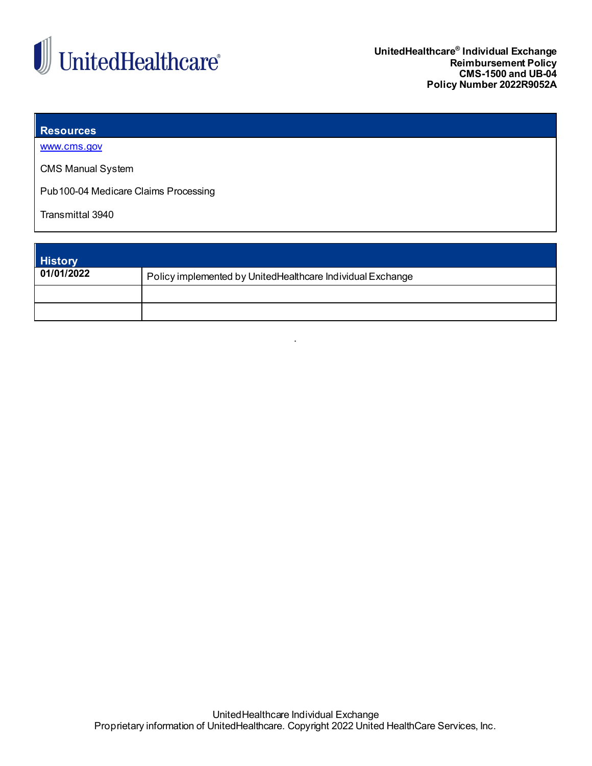## Resources

[www.cms.gov](http://www.cms.gov)

CMS Manual System

Pub100-04 Medicare Claims Processing

Transmittal 3940

## History

| | |
|---|---|
| **01/01/2022** | Policy implemented by UnitedHealthcare Individual Exchange |
| | |
| | |